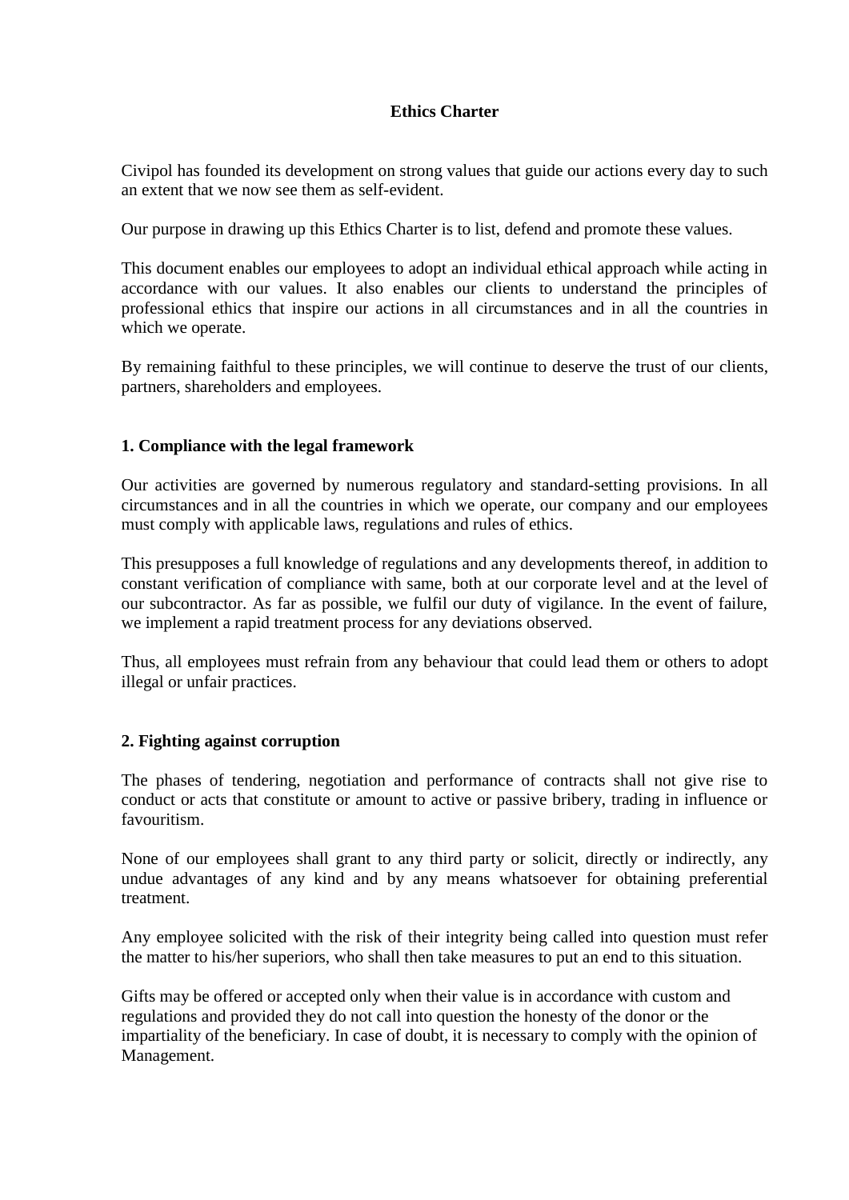# Ethics Charter

Civipol has founded its development on strong values that guide our actions every day to such an extent that we now see them as self-evident.

Our purpose in drawing up this Ethics Charter is to list, defend and promote these values.

This document enables our employees to adopt an individual ethical approach while acting in accordance with our values. It also enables our clients to understand the principles of professional ethics that inspire our actions in all circumstances and in all the countries in which we operate.

By remaining faithful to these principles, we will continue to deserve the trust of our clients, partners, shareholders and employees.

## 1. Compliance with the legal framework

Our activities are governed by numerous regulatory and standard-setting provisions. In all circumstances and in all the countries in which we operate, our company and our employees must comply with applicable laws, regulations and rules of ethics.

This presupposes a full knowledge of regulations and any developments thereof, in addition to constant verification of compliance with same, both at our corporate level and at the level of our subcontractor. As far as possible, we fulfil our duty of vigilance. In the event of failure, we implement a rapid treatment process for any deviations observed.

Thus, all employees must refrain from any behaviour that could lead them or others to adopt illegal or unfair practices.

## 2. Fighting against corruption

The phases of tendering, negotiation and performance of contracts shall not give rise to conduct or acts that constitute or amount to active or passive bribery, trading in influence or favouritism.

None of our employees shall grant to any third party or solicit, directly or indirectly, any undue advantages of any kind and by any means whatsoever for obtaining preferential treatment.

Any employee solicited with the risk of their integrity being called into question must refer the matter to his/her superiors, who shall then take measures to put an end to this situation.

Gifts may be offered or accepted only when their value is in accordance with custom and regulations and provided they do not call into question the honesty of the donor or the impartiality of the beneficiary. In case of doubt, it is necessary to comply with the opinion of Management.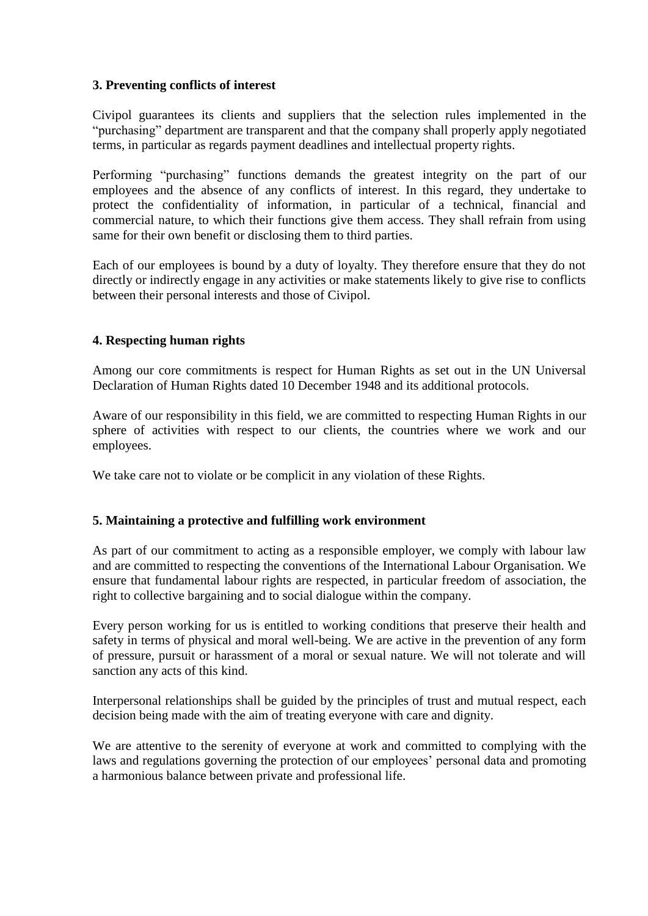### 3. Preventing conflicts of interest

Civipol guarantees its clients and suppliers that the selection rules implemented in the "purchasing" department are transparent and that the company shall properly apply negotiated terms, in particular as regards payment deadlines and intellectual property rights.

Performing "purchasing" functions demands the greatest integrity on the part of our employees and the absence of any conflicts of interest. In this regard, they undertake to protect the confidentiality of information, in particular of a technical, financial and commercial nature, to which their functions give them access. They shall refrain from using same for their own benefit or disclosing them to third parties.

Each of our employees is bound by a duty of loyalty. They therefore ensure that they do not directly or indirectly engage in any activities or make statements likely to give rise to conflicts between their personal interests and those of Civipol.

### 4. Respecting human rights

Among our core commitments is respect for Human Rights as set out in the UN Universal Declaration of Human Rights dated 10 December 1948 and its additional protocols.

Aware of our responsibility in this field, we are committed to respecting Human Rights in our sphere of activities with respect to our clients, the countries where we work and our employees.

We take care not to violate or be complicit in any violation of these Rights.

### 5. Maintaining a protective and fulfilling work environment

As part of our commitment to acting as a responsible employer, we comply with labour law and are committed to respecting the conventions of the International Labour Organisation. We ensure that fundamental labour rights are respected, in particular freedom of association, the right to collective bargaining and to social dialogue within the company.

Every person working for us is entitled to working conditions that preserve their health and safety in terms of physical and moral well-being. We are active in the prevention of any form of pressure, pursuit or harassment of a moral or sexual nature. We will not tolerate and will sanction any acts of this kind.

Interpersonal relationships shall be guided by the principles of trust and mutual respect, each decision being made with the aim of treating everyone with care and dignity.

We are attentive to the serenity of everyone at work and committed to complying with the laws and regulations governing the protection of our employees' personal data and promoting a harmonious balance between private and professional life.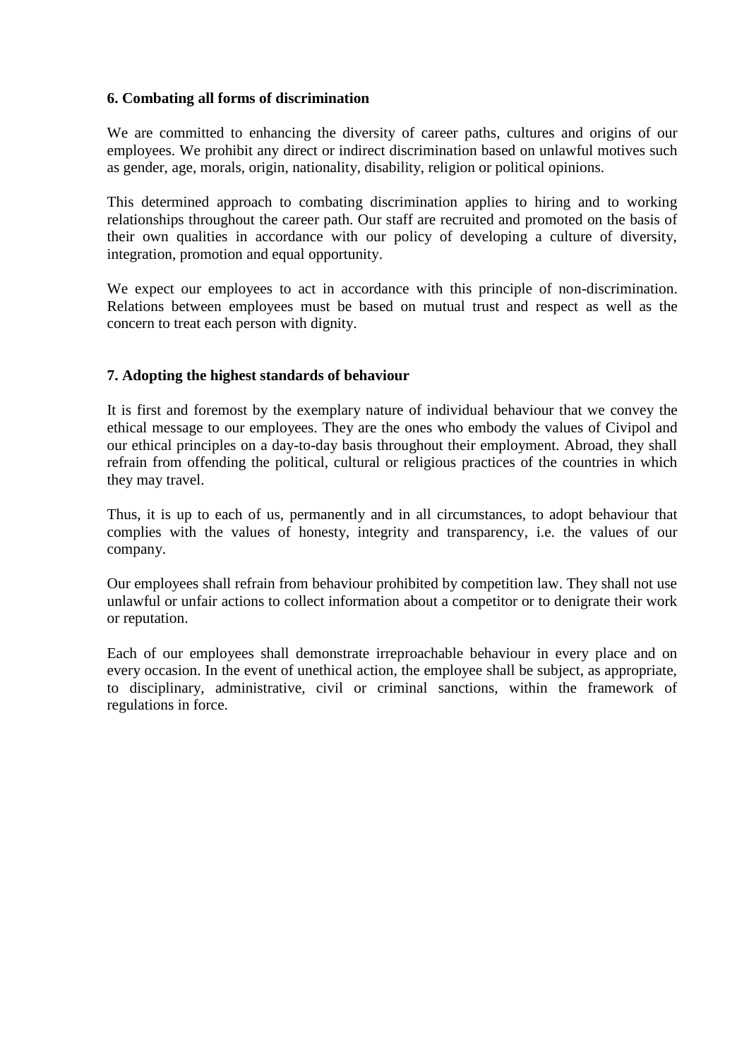### 6. Combating all forms of discrimination

We are committed to enhancing the diversity of career paths, cultures and origins of our employees. We prohibit any direct or indirect discrimination based on unlawful motives such as gender, age, morals, origin, nationality, disability, religion or political opinions.

This determined approach to combating discrimination applies to hiring and to working relationships throughout the career path. Our staff are recruited and promoted on the basis of their own qualities in accordance with our policy of developing a culture of diversity, integration, promotion and equal opportunity.

We expect our employees to act in accordance with this principle of non-discrimination. Relations between employees must be based on mutual trust and respect as well as the concern to treat each person with dignity.

### 7. Adopting the highest standards of behaviour

It is first and foremost by the exemplary nature of individual behaviour that we convey the ethical message to our employees. They are the ones who embody the values of Civipol and our ethical principles on a day-to-day basis throughout their employment. Abroad, they shall refrain from offending the political, cultural or religious practices of the countries in which they may travel.

Thus, it is up to each of us, permanently and in all circumstances, to adopt behaviour that complies with the values of honesty, integrity and transparency, i.e. the values of our company.

Our employees shall refrain from behaviour prohibited by competition law. They shall not use unlawful or unfair actions to collect information about a competitor or to denigrate their work or reputation.

Each of our employees shall demonstrate irreproachable behaviour in every place and on every occasion. In the event of unethical action, the employee shall be subject, as appropriate, to disciplinary, administrative, civil or criminal sanctions, within the framework of regulations in force.